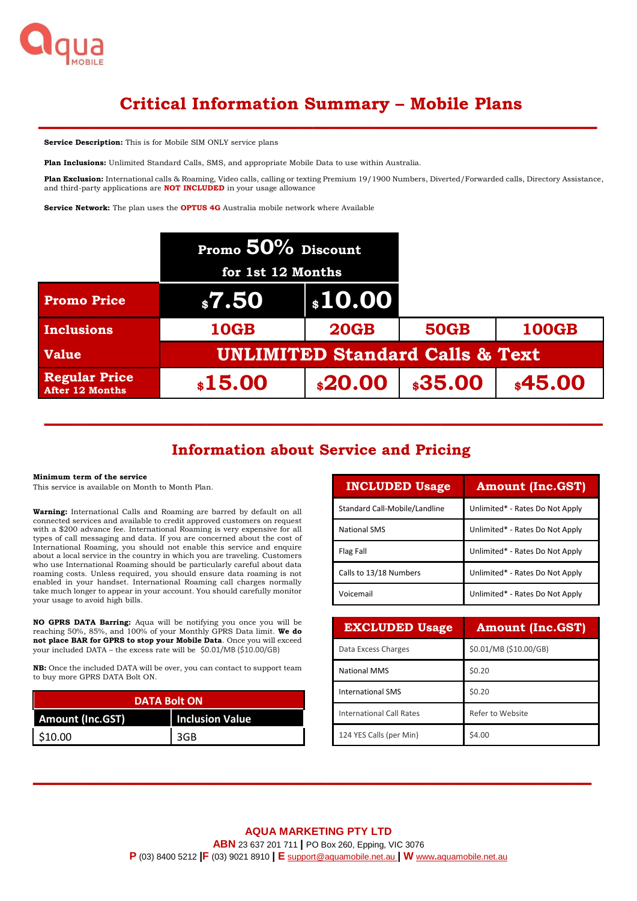Aqua MOBILE

# Critical Information Summary – Mobile Plans

**Service Description:** This is for Mobile SIM ONLY service plans

**Plan Inclusions:** Unlimited Standard Calls, SMS, and appropriate Mobile Data to use within Australia.

**Plan Exclusion:** International calls & Roaming, Video calls, calling or texting Premium 19/1900 Numbers, Diverted/Forwarded calls, Directory Assistance, and third-party applications are **NOT INCLUDED** in your usage allowance

**Service Network:** The plan uses the **OPTUS 4G** Australia mobile network where Available

| | Promo 50% Discount for 1st 12 Months | | | |
|---|---|---|---|---|
| **Promo Price** | $7.50 | $10.00 | | |
| **Inclusions** | 10GB | 20GB | 50GB | 100GB |
| **Value** | UNLIMITED Standard Calls & Text | | | |
| **Regular Price** After 12 Months | $15.00 | $20.00 | $35.00 | $45.00 |

## Information about Service and Pricing

**Minimum term of the service**
This service is available on Month to Month Plan.

**Warning:** International Calls and Roaming are barred by default on all connected services and available to credit approved customers on request with a $200 advance fee. International Roaming is very expensive for all types of call messaging and data. If you are concerned about the cost of International Roaming, you should not enable this service and enquire about a local service in the country in which you are traveling. Customers who use International Roaming should be particularly careful about data roaming costs. Unless required, you should ensure data roaming is not enabled in your handset. International Roaming call charges normally take much longer to appear in your account. You should carefully monitor your usage to avoid high bills.

**NO GPRS DATA Barring:** Aqua will be notifying you once you will be reaching 50%, 85%, and 100% of your Monthly GPRS Data limit. **We do not place BAR for GPRS to stop your Mobile Data**. Once you will exceed your included DATA – the excess rate will be $0.01/MB ($10.00/GB)

**NB:** Once the included DATA will be over, you can contact to support team to buy more GPRS DATA Bolt ON.

| DATA Bolt ON | |
|---|---|
| **Amount (Inc.GST)** | **Inclusion Value** |
| $10.00 | 3GB |

| INCLUDED Usage | Amount (Inc.GST) |
|---|---|
| Standard Call-Mobile/Landline | Unlimited* - Rates Do Not Apply |
| National SMS | Unlimited* - Rates Do Not Apply |
| Flag Fall | Unlimited* - Rates Do Not Apply |
| Calls to 13/18 Numbers | Unlimited* - Rates Do Not Apply |
| Voicemail | Unlimited* - Rates Do Not Apply |

| EXCLUDED Usage | Amount (Inc.GST) |
|---|---|
| Data Excess Charges | $0.01/MB ($10.00/GB) |
| National MMS | $0.20 |
| International SMS | $0.20 |
| International Call Rates | Refer to Website |
| 124 YES Calls (per Min) | $4.00 |

**AQUA MARKETING PTY LTD**
**ABN** 23 637 201 711 | PO Box 260, Epping, VIC 3076
**P** (03) 8400 5212 | **F** (03) 9021 8910 | **E** support@aquamobile.net.au | **W** www.aquamobile.net.au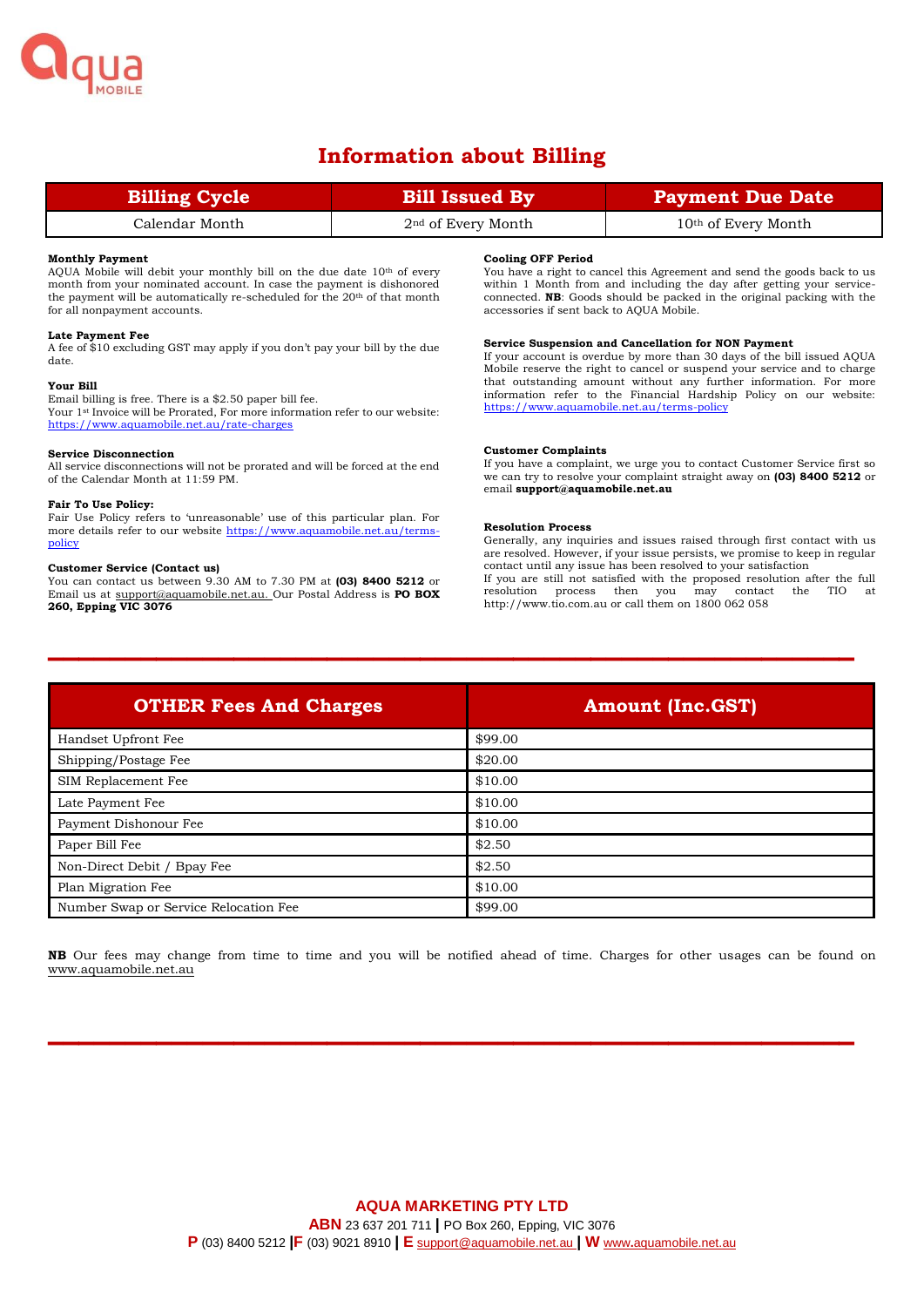# Information about Billing

| Billing Cycle | Bill Issued By | Payment Due Date |
|---|---|---|
| Calendar Month | 2nd of Every Month | 10th of Every Month |

**Monthly Payment**
AQUA Mobile will debit your monthly bill on the due date 10th of every month from your nominated account. In case the payment is dishonored the payment will be automatically re-scheduled for the 20th of that month for all nonpayment accounts.

**Late Payment Fee**
A fee of $10 excluding GST may apply if you don't pay your bill by the due date.

**Your Bill**
Email billing is free. There is a $2.50 paper bill fee.
Your 1st Invoice will be Prorated, For more information refer to our website: https://www.aquamobile.net.au/rate-charges

**Service Disconnection**
All service disconnections will not be prorated and will be forced at the end of the Calendar Month at 11:59 PM.

**Fair To Use Policy:**
Fair Use Policy refers to 'unreasonable' use of this particular plan. For more details refer to our website https://www.aquamobile.net.au/terms-policy

**Customer Service (Contact us)**
You can contact us between 9.30 AM to 7.30 PM at **(03) 8400 5212** or Email us at support@aquamobile.net.au. Our Postal Address is **PO BOX 260, Epping VIC 3076**

**Cooling OFF Period**
You have a right to cancel this Agreement and send the goods back to us within 1 Month from and including the day after getting your service-connected. **NB**: Goods should be packed in the original packing with the accessories if sent back to AQUA Mobile.

**Service Suspension and Cancellation for NON Payment**
If your account is overdue by more than 30 days of the bill issued AQUA Mobile reserve the right to cancel or suspend your service and to charge that outstanding amount without any further information. For more information refer to the Financial Hardship Policy on our website: https://www.aquamobile.net.au/terms-policy

**Customer Complaints**
If you have a complaint, we urge you to contact Customer Service first so we can try to resolve your complaint straight away on **(03) 8400 5212** or email **support@aquamobile.net.au**

**Resolution Process**
Generally, any inquiries and issues raised through first contact with us are resolved. However, if your issue persists, we promise to keep in regular contact until any issue has been resolved to your satisfaction
If you are still not satisfied with the proposed resolution after the full resolution process then you may contact the TIO at http://www.tio.com.au or call them on 1800 062 058

| OTHER Fees And Charges | Amount (Inc.GST) |
|---|---|
| Handset Upfront Fee | $99.00 |
| Shipping/Postage Fee | $20.00 |
| SIM Replacement Fee | $10.00 |
| Late Payment Fee | $10.00 |
| Payment Dishonour Fee | $10.00 |
| Paper Bill Fee | $2.50 |
| Non-Direct Debit / Bpay Fee | $2.50 |
| Plan Migration Fee | $10.00 |
| Number Swap or Service Relocation Fee | $99.00 |

**NB** Our fees may change from time to time and you will be notified ahead of time. Charges for other usages can be found on www.aquamobile.net.au

**AQUA MARKETING PTY LTD**
**ABN** 23 637 201 711 | PO Box 260, Epping, VIC 3076
**P** (03) 8400 5212 | **F** (03) 9021 8910 | **E** support@aquamobile.net.au | **W** www.aquamobile.net.au